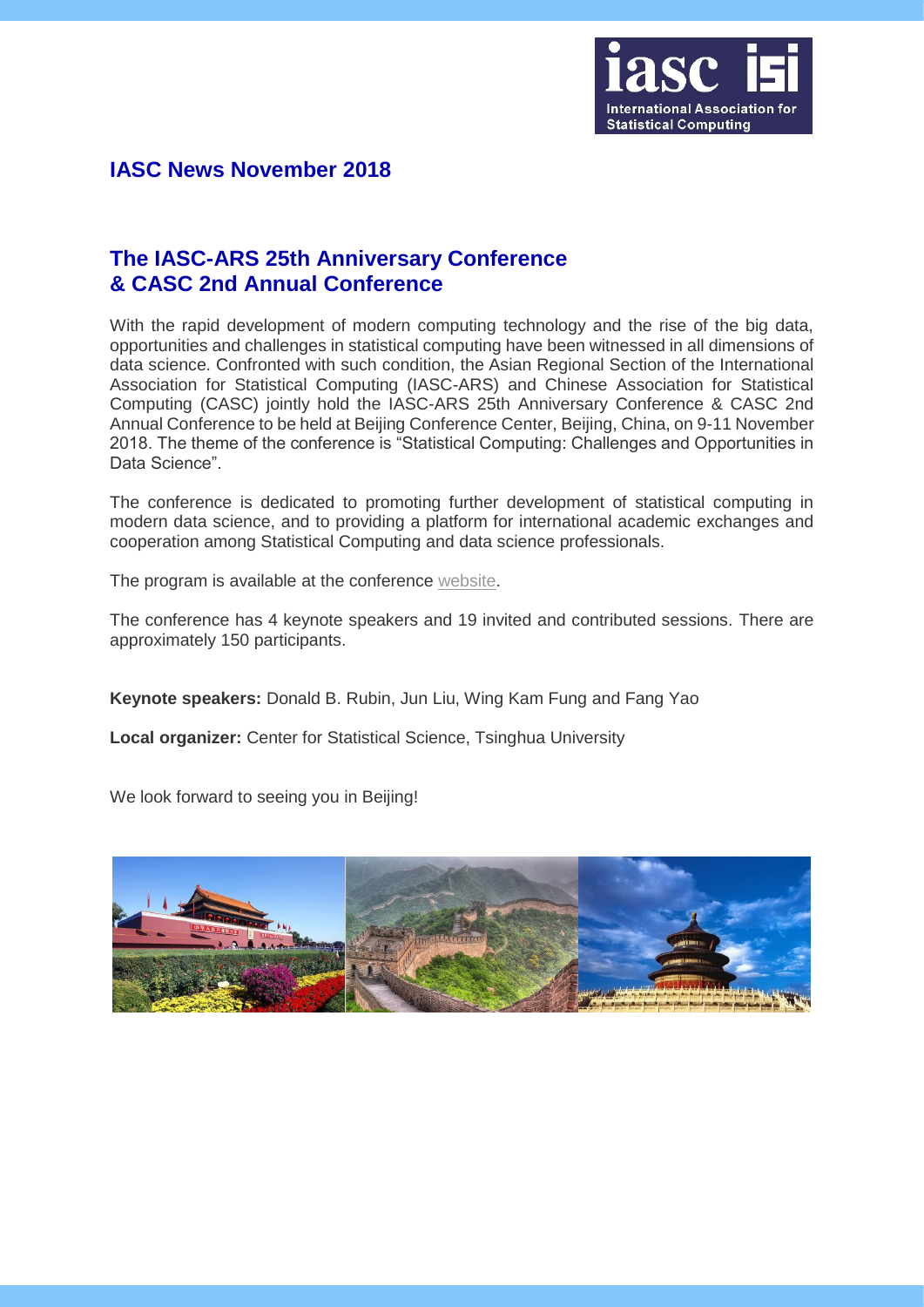# IASC News November 2018

## The IASC-ARS 25th Anniversary Conference & CASC 2nd Annual Conference

With the rapid development of modern computing technology and the rise of the big data, opportunities and challenges in statistical computing have been witnessed in all dimensions of data science. Confronted with such condition, the Asian Regional Section of the International Association for Statistical Computing (IASC-ARS) and Chinese Association for Statistical Computing (CASC) jointly hold the IASC-ARS 25th Anniversary Conference & CASC 2nd Annual Conference to be held at Beijing Conference Center, Beijing, China, on 9-11 November 2018. The theme of the conference is "Statistical Computing: Challenges and Opportunities in Data Science".

The conference is dedicated to promoting further development of statistical computing in modern data science, and to providing a platform for international academic exchanges and cooperation among Statistical Computing and data science professionals.

The program is available at the conference website.

The conference has 4 keynote speakers and 19 invited and contributed sessions. There are approximately 150 participants.

**Keynote speakers:** Donald B. Rubin, Jun Liu, Wing Kam Fung and Fang Yao

**Local organizer:** Center for Statistical Science, Tsinghua University

We look forward to seeing you in Beijing!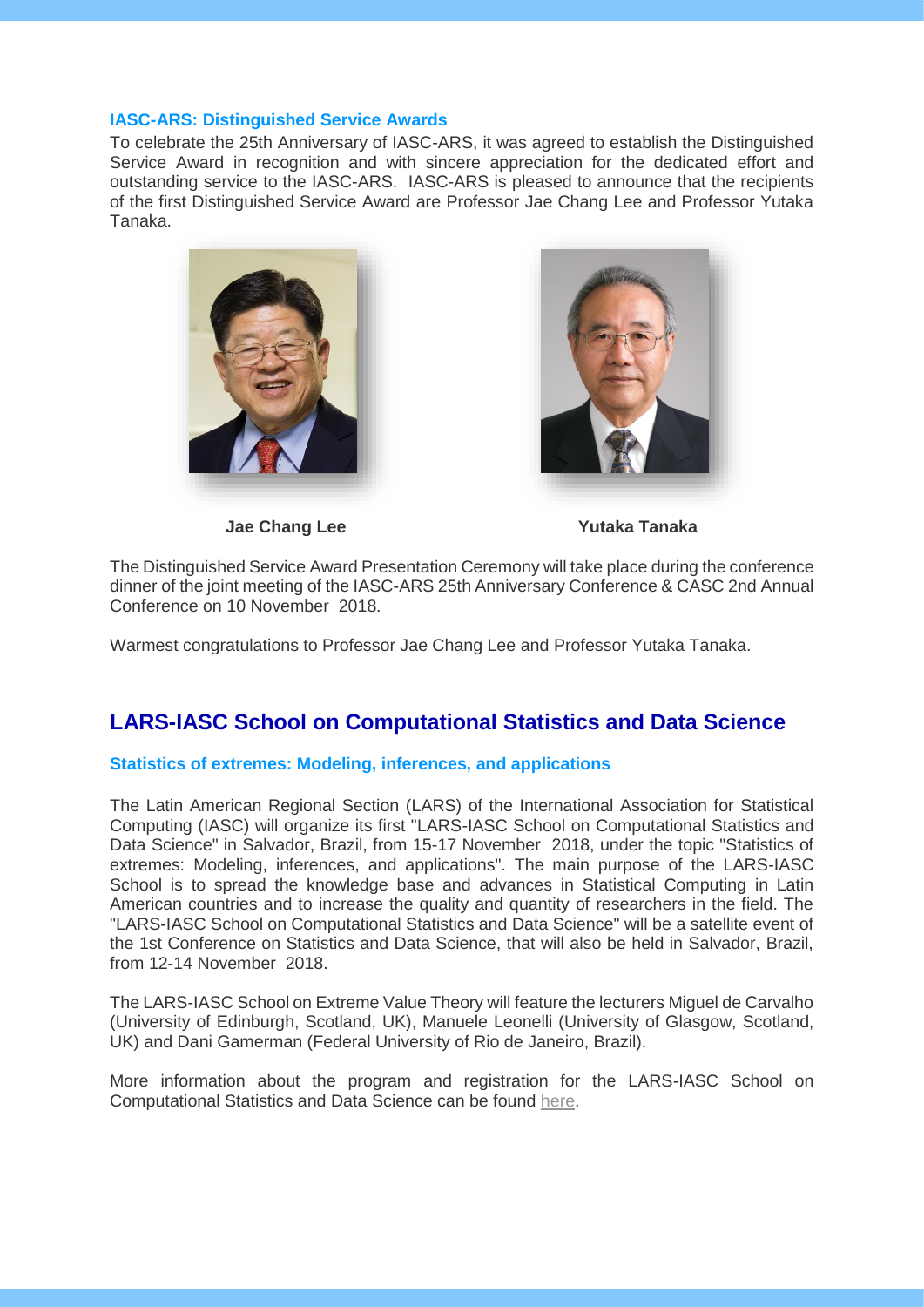### IASC-ARS: Distinguished Service Awards

To celebrate the 25th Anniversary of IASC-ARS, it was agreed to establish the Distinguished Service Award in recognition and with sincere appreciation for the dedicated effort and outstanding service to the IASC-ARS. IASC-ARS is pleased to announce that the recipients of the first Distinguished Service Award are Professor Jae Chang Lee and Professor Yutaka Tanaka.

**Jae Chang Lee**

**Yutaka Tanaka**

The Distinguished Service Award Presentation Ceremony will take place during the conference dinner of the joint meeting of the IASC-ARS 25th Anniversary Conference & CASC 2nd Annual Conference on 10 November 2018.

Warmest congratulations to Professor Jae Chang Lee and Professor Yutaka Tanaka.

## LARS-IASC School on Computational Statistics and Data Science

### Statistics of extremes: Modeling, inferences, and applications

The Latin American Regional Section (LARS) of the International Association for Statistical Computing (IASC) will organize its first "LARS-IASC School on Computational Statistics and Data Science" in Salvador, Brazil, from 15-17 November 2018, under the topic "Statistics of extremes: Modeling, inferences, and applications". The main purpose of the LARS-IASC School is to spread the knowledge base and advances in Statistical Computing in Latin American countries and to increase the quality and quantity of researchers in the field. The "LARS-IASC School on Computational Statistics and Data Science" will be a satellite event of the 1st Conference on Statistics and Data Science, that will also be held in Salvador, Brazil, from 12-14 November 2018.

The LARS-IASC School on Extreme Value Theory will feature the lecturers Miguel de Carvalho (University of Edinburgh, Scotland, UK), Manuele Leonelli (University of Glasgow, Scotland, UK) and Dani Gamerman (Federal University of Rio de Janeiro, Brazil).

More information about the program and registration for the LARS-IASC School on Computational Statistics and Data Science can be found here.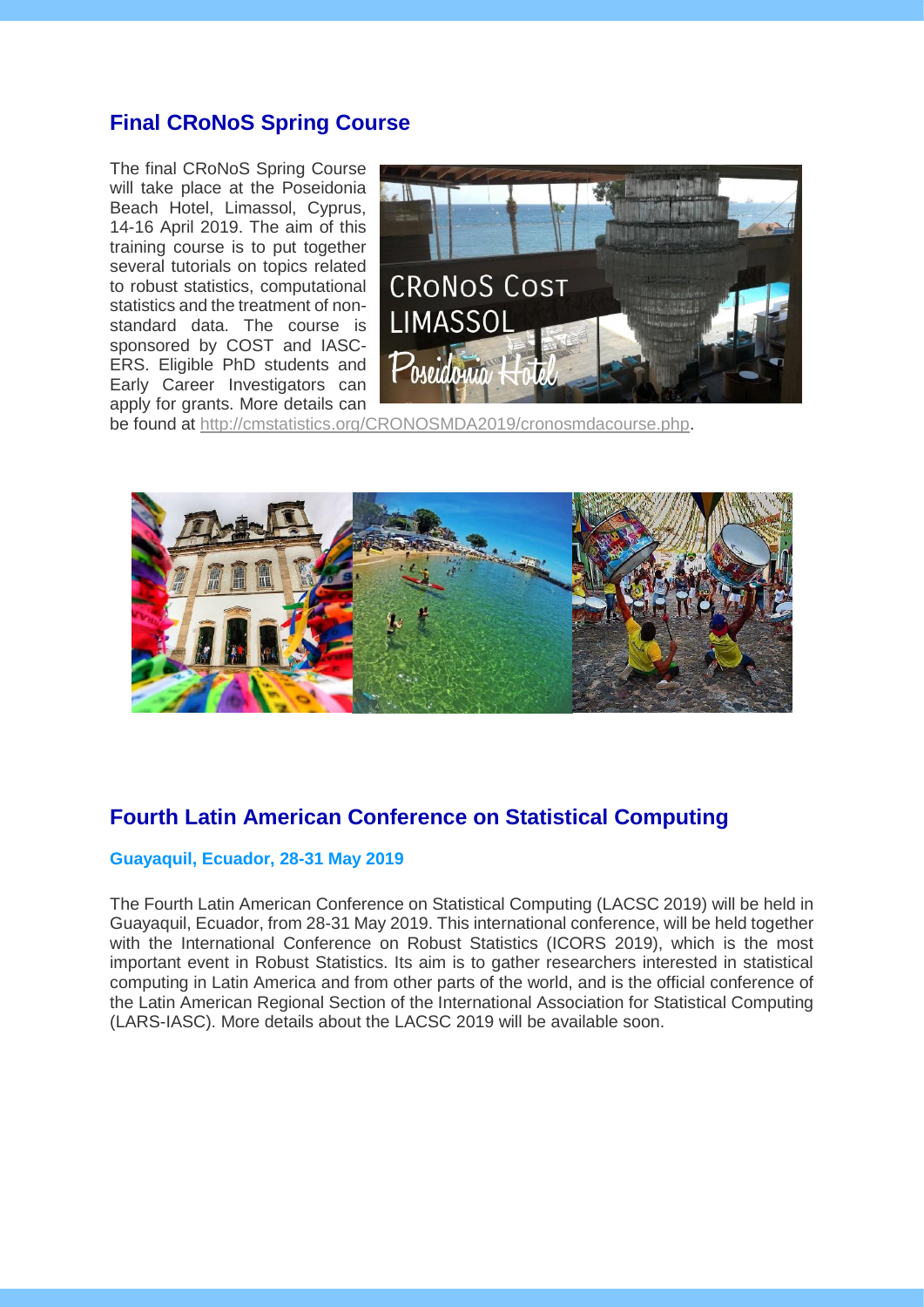## Final CRoNoS Spring Course

The final CRoNoS Spring Course will take place at the Poseidonia Beach Hotel, Limassol, Cyprus, 14-16 April 2019. The aim of this training course is to put together several tutorials on topics related to robust statistics, computational statistics and the treatment of non-standard data. The course is sponsored by COST and IASC-ERS. Eligible PhD students and Early Career Investigators can apply for grants. More details can be found at http://cmstatistics.org/CRONOSMDA2019/cronosmdacourse.php.

## Fourth Latin American Conference on Statistical Computing

### Guayaquil, Ecuador, 28-31 May 2019

The Fourth Latin American Conference on Statistical Computing (LACSC 2019) will be held in Guayaquil, Ecuador, from 28-31 May 2019. This international conference, will be held together with the International Conference on Robust Statistics (ICORS 2019), which is the most important event in Robust Statistics. Its aim is to gather researchers interested in statistical computing in Latin America and from other parts of the world, and is the official conference of the Latin American Regional Section of the International Association for Statistical Computing (LARS-IASC). More details about the LACSC 2019 will be available soon.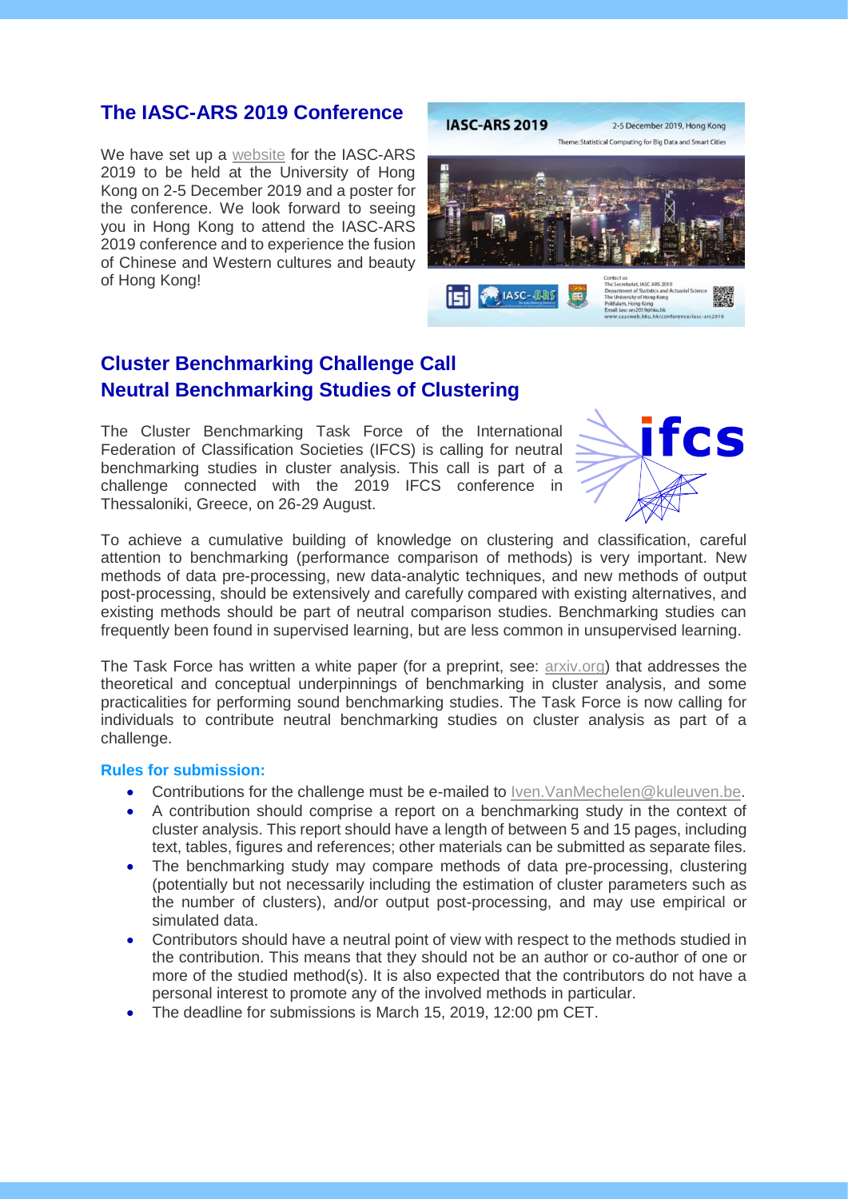## The IASC-ARS 2019 Conference

We have set up a website for the IASC-ARS 2019 to be held at the University of Hong Kong on 2-5 December 2019 and a poster for the conference. We look forward to seeing you in Hong Kong to attend the IASC-ARS 2019 conference and to experience the fusion of Chinese and Western cultures and beauty of Hong Kong!

## Cluster Benchmarking Challenge Call
## Neutral Benchmarking Studies of Clustering

The Cluster Benchmarking Task Force of the International Federation of Classification Societies (IFCS) is calling for neutral benchmarking studies in cluster analysis. This call is part of a challenge connected with the 2019 IFCS conference in Thessaloniki, Greece, on 26-29 August.

To achieve a cumulative building of knowledge on clustering and classification, careful attention to benchmarking (performance comparison of methods) is very important. New methods of data pre-processing, new data-analytic techniques, and new methods of output post-processing, should be extensively and carefully compared with existing alternatives, and existing methods should be part of neutral comparison studies. Benchmarking studies can frequently been found in supervised learning, but are less common in unsupervised learning.

The Task Force has written a white paper (for a preprint, see: arxiv.org) that addresses the theoretical and conceptual underpinnings of benchmarking in cluster analysis, and some practicalities for performing sound benchmarking studies. The Task Force is now calling for individuals to contribute neutral benchmarking studies on cluster analysis as part of a challenge.

**Rules for submission:**

- Contributions for the challenge must be e-mailed to Iven.VanMechelen@kuleuven.be.
- A contribution should comprise a report on a benchmarking study in the context of cluster analysis. This report should have a length of between 5 and 15 pages, including text, tables, figures and references; other materials can be submitted as separate files.
- The benchmarking study may compare methods of data pre-processing, clustering (potentially but not necessarily including the estimation of cluster parameters such as the number of clusters), and/or output post-processing, and may use empirical or simulated data.
- Contributors should have a neutral point of view with respect to the methods studied in the contribution. This means that they should not be an author or co-author of one or more of the studied method(s). It is also expected that the contributors do not have a personal interest to promote any of the involved methods in particular.
- The deadline for submissions is March 15, 2019, 12:00 pm CET.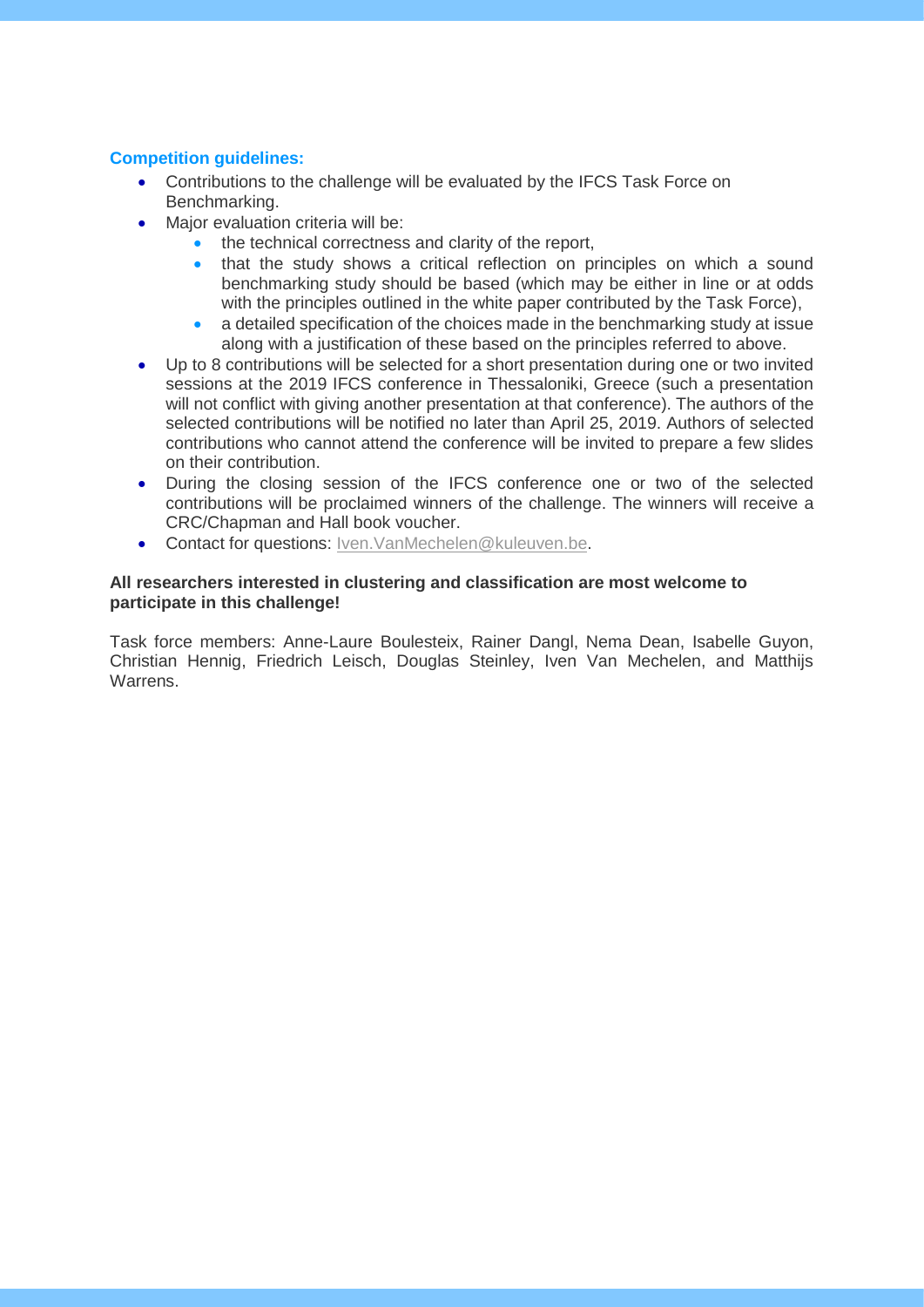### Competition guidelines:

- Contributions to the challenge will be evaluated by the IFCS Task Force on Benchmarking.
- Major evaluation criteria will be:
  - the technical correctness and clarity of the report,
  - that the study shows a critical reflection on principles on which a sound benchmarking study should be based (which may be either in line or at odds with the principles outlined in the white paper contributed by the Task Force),
  - a detailed specification of the choices made in the benchmarking study at issue along with a justification of these based on the principles referred to above.
- Up to 8 contributions will be selected for a short presentation during one or two invited sessions at the 2019 IFCS conference in Thessaloniki, Greece (such a presentation will not conflict with giving another presentation at that conference). The authors of the selected contributions will be notified no later than April 25, 2019. Authors of selected contributions who cannot attend the conference will be invited to prepare a few slides on their contribution.
- During the closing session of the IFCS conference one or two of the selected contributions will be proclaimed winners of the challenge. The winners will receive a CRC/Chapman and Hall book voucher.
- Contact for questions: Iven.VanMechelen@kuleuven.be.

**All researchers interested in clustering and classification are most welcome to participate in this challenge!**

Task force members: Anne-Laure Boulesteix, Rainer Dangl, Nema Dean, Isabelle Guyon, Christian Hennig, Friedrich Leisch, Douglas Steinley, Iven Van Mechelen, and Matthijs Warrens.